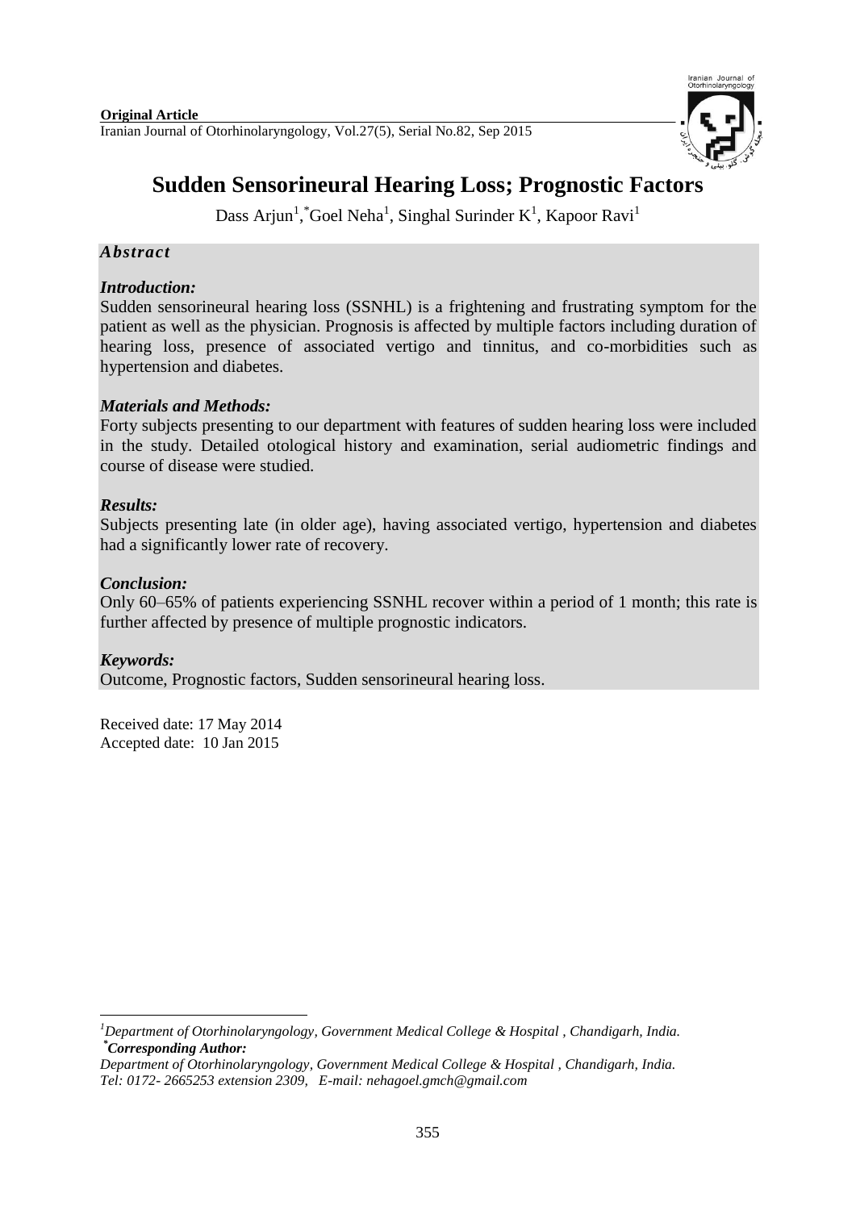**Original Article**

# Sudden Sensorineural Hearing Loss; Prognostic Factors

Dass Arjun[1], [*]Goel Neha[1], Singhal Surinder K[1], Kapoor Ravi[1]

## *Abstract*

### *Introduction:*

Sudden sensorineural hearing loss (SSNHL) is a frightening and frustrating symptom for the patient as well as the physician. Prognosis is affected by multiple factors including duration of hearing loss, presence of associated vertigo and tinnitus, and co-morbidities such as hypertension and diabetes.

### *Materials and Methods:*

Forty subjects presenting to our department with features of sudden hearing loss were included in the study. Detailed otological history and examination, serial audiometric findings and course of disease were studied.

### *Results:*

Subjects presenting late (in older age), having associated vertigo, hypertension and diabetes had a significantly lower rate of recovery.

### *Conclusion:*

Only 60–65% of patients experiencing SSNHL recover within a period of 1 month; this rate is further affected by presence of multiple prognostic indicators.

### *Keywords:*

Outcome, Prognostic factors, Sudden sensorineural hearing loss.

Received date: 17 May 2014
Accepted date: 10 Jan 2015

---

[1]*Department of Otorhinolaryngology, Government Medical College & Hospital , Chandigarh, India.*
[*]***Corresponding Author:***
*Department of Otorhinolaryngology, Government Medical College & Hospital , Chandigarh, India.*
*Tel: 0172- 2665253 extension 2309, E-mail: nehagoel.gmch@gmail.com*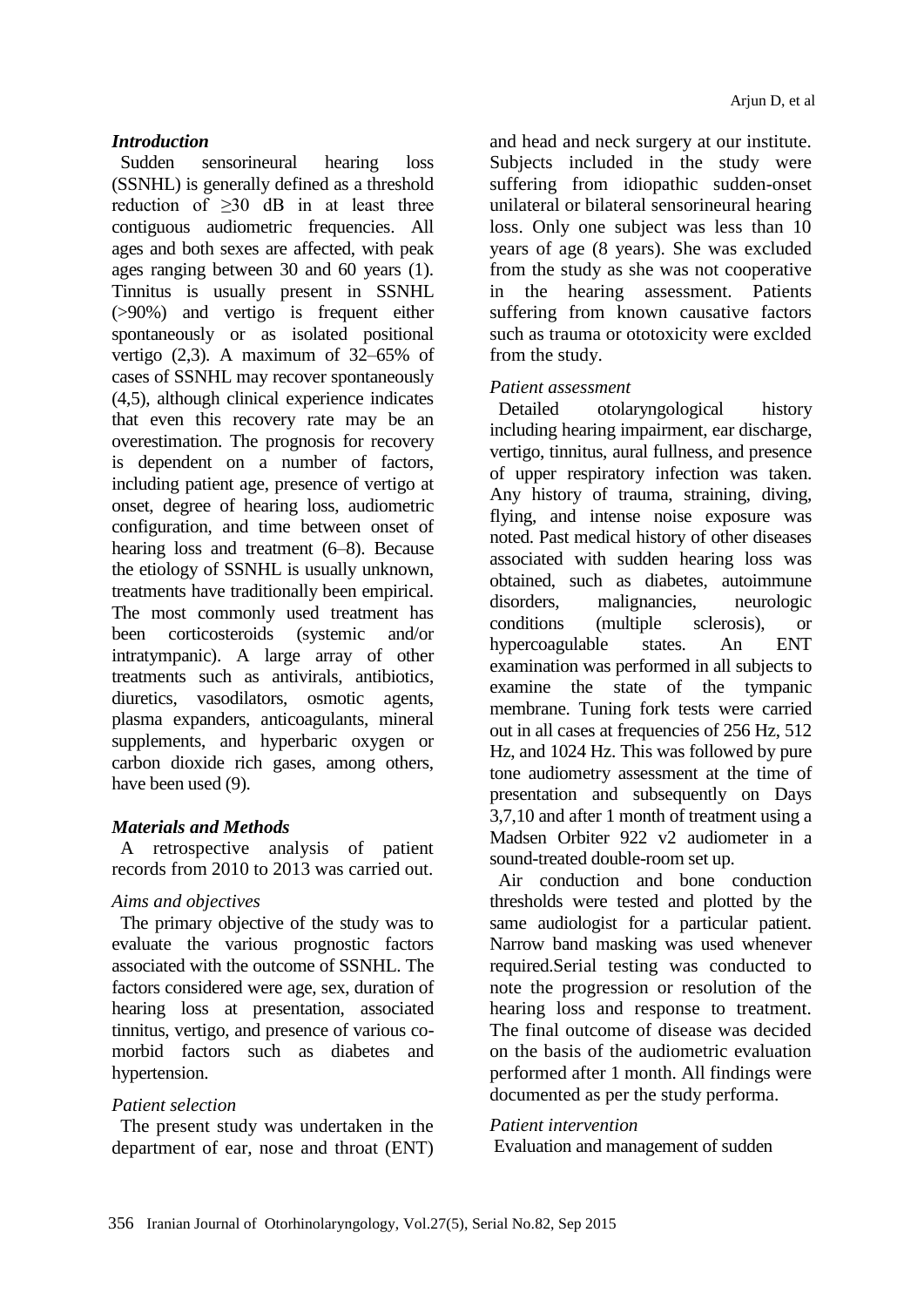### *Introduction*

Sudden sensorineural hearing loss (SSNHL) is generally defined as a threshold reduction of ≥30 dB in at least three contiguous audiometric frequencies. All ages and both sexes are affected, with peak ages ranging between 30 and 60 years (1). Tinnitus is usually present in SSNHL (>90%) and vertigo is frequent either spontaneously or as isolated positional vertigo (2,3). A maximum of 32–65% of cases of SSNHL may recover spontaneously (4,5), although clinical experience indicates that even this recovery rate may be an overestimation. The prognosis for recovery is dependent on a number of factors, including patient age, presence of vertigo at onset, degree of hearing loss, audiometric configuration, and time between onset of hearing loss and treatment (6–8). Because the etiology of SSNHL is usually unknown, treatments have traditionally been empirical. The most commonly used treatment has been corticosteroids (systemic and/or intratympanic). A large array of other treatments such as antivirals, antibiotics, diuretics, vasodilators, osmotic agents, plasma expanders, anticoagulants, mineral supplements, and hyperbaric oxygen or carbon dioxide rich gases, among others, have been used (9).

### *Materials and Methods*

A retrospective analysis of patient records from 2010 to 2013 was carried out.

*Aims and objectives*

The primary objective of the study was to evaluate the various prognostic factors associated with the outcome of SSNHL. The factors considered were age, sex, duration of hearing loss at presentation, associated tinnitus, vertigo, and presence of various co-morbid factors such as diabetes and hypertension.

*Patient selection*

The present study was undertaken in the department of ear, nose and throat (ENT) and head and neck surgery at our institute. Subjects included in the study were suffering from idiopathic sudden-onset unilateral or bilateral sensorineural hearing loss. Only one subject was less than 10 years of age (8 years). She was excluded from the study as she was not cooperative in the hearing assessment. Patients suffering from known causative factors such as trauma or ototoxicity were exclded from the study.

*Patient assessment*

Detailed otolaryngological history including hearing impairment, ear discharge, vertigo, tinnitus, aural fullness, and presence of upper respiratory infection was taken. Any history of trauma, straining, diving, flying, and intense noise exposure was noted. Past medical history of other diseases associated with sudden hearing loss was obtained, such as diabetes, autoimmune disorders, malignancies, neurologic conditions (multiple sclerosis), or hypercoagulable states. An ENT examination was performed in all subjects to examine the state of the tympanic membrane. Tuning fork tests were carried out in all cases at frequencies of 256 Hz, 512 Hz, and 1024 Hz. This was followed by pure tone audiometry assessment at the time of presentation and subsequently on Days 3,7,10 and after 1 month of treatment using a Madsen Orbiter 922 v2 audiometer in a sound-treated double-room set up.

Air conduction and bone conduction thresholds were tested and plotted by the same audiologist for a particular patient. Narrow band masking was used whenever required.Serial testing was conducted to note the progression or resolution of the hearing loss and response to treatment. The final outcome of disease was decided on the basis of the audiometric evaluation performed after 1 month. All findings were documented as per the study performa.

*Patient intervention*

Evaluation and management of sudden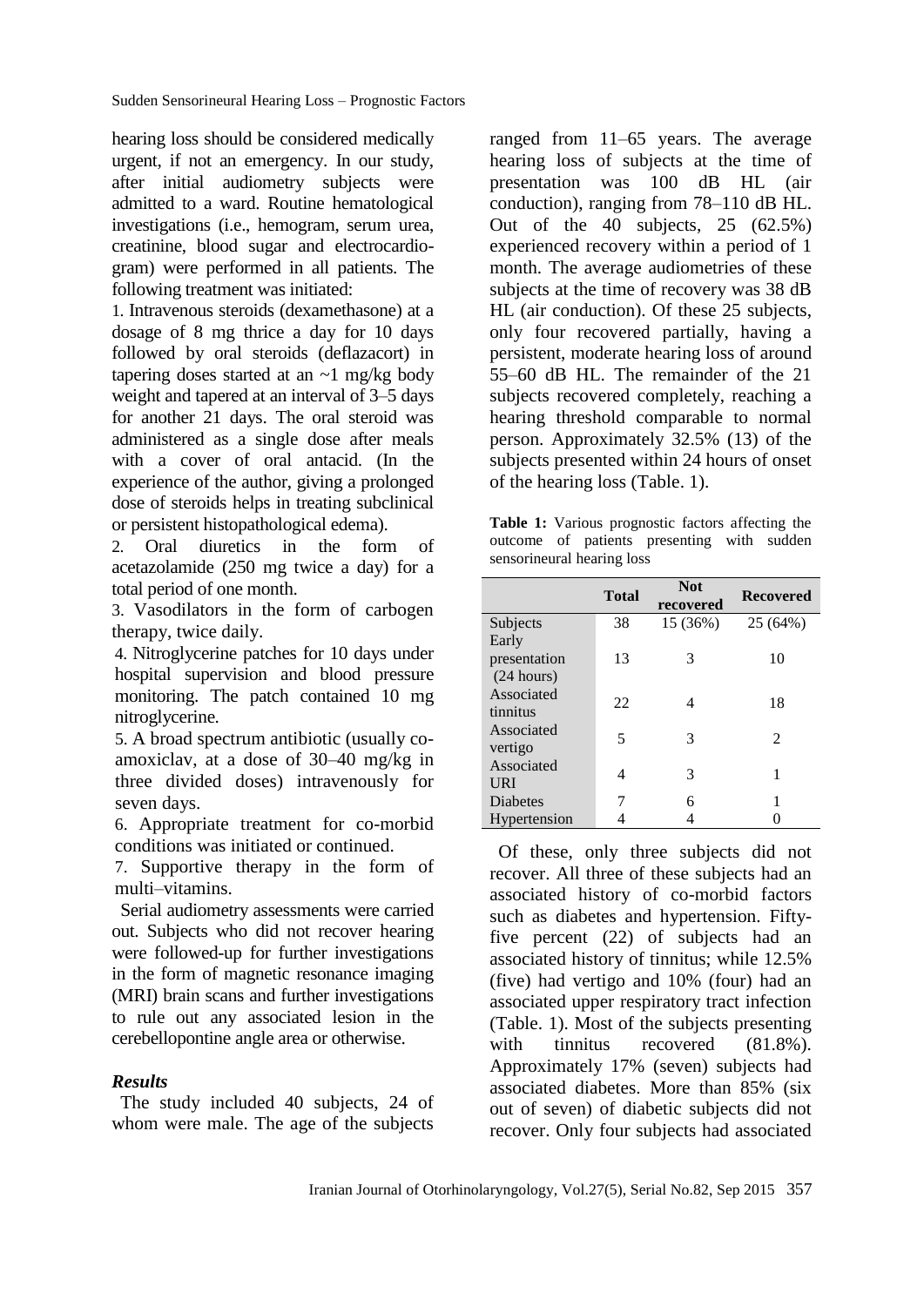hearing loss should be considered medically urgent, if not an emergency. In our study, after initial audiometry subjects were admitted to a ward. Routine hematological investigations (i.e., hemogram, serum urea, creatinine, blood sugar and electrocardiogram) were performed in all patients. The following treatment was initiated:

1. Intravenous steroids (dexamethasone) at a dosage of 8 mg thrice a day for 10 days followed by oral steroids (deflazacort) in tapering doses started at an ~1 mg/kg body weight and tapered at an interval of 3–5 days for another 21 days. The oral steroid was administered as a single dose after meals with a cover of oral antacid. (In the experience of the author, giving a prolonged dose of steroids helps in treating subclinical or persistent histopathological edema).
2. Oral diuretics in the form of acetazolamide (250 mg twice a day) for a total period of one month.
3. Vasodilators in the form of carbogen therapy, twice daily.
4. Nitroglycerine patches for 10 days under hospital supervision and blood pressure monitoring. The patch contained 10 mg nitroglycerine.
5. A broad spectrum antibiotic (usually co-amoxiclav, at a dose of 30–40 mg/kg in three divided doses) intravenously for seven days.
6. Appropriate treatment for co-morbid conditions was initiated or continued.
7. Supportive therapy in the form of multi–vitamins.

Serial audiometry assessments were carried out. Subjects who did not recover hearing were followed-up for further investigations in the form of magnetic resonance imaging (MRI) brain scans and further investigations to rule out any associated lesion in the cerebellopontine angle area or otherwise.

### *Results*

The study included 40 subjects, 24 of whom were male. The age of the subjects ranged from 11–65 years. The average hearing loss of subjects at the time of presentation was 100 dB HL (air conduction), ranging from 78–110 dB HL. Out of the 40 subjects, 25 (62.5%) experienced recovery within a period of 1 month. The average audiometries of these subjects at the time of recovery was 38 dB HL (air conduction). Of these 25 subjects, only four recovered partially, having a persistent, moderate hearing loss of around 55–60 dB HL. The remainder of the 21 subjects recovered completely, reaching a hearing threshold comparable to normal person. Approximately 32.5% (13) of the subjects presented within 24 hours of onset of the hearing loss (Table. 1).

**Table 1:** Various prognostic factors affecting the outcome of patients presenting with sudden sensorineural hearing loss

| | Total | Not recovered | Recovered |
|---|---|---|---|
| Subjects | 38 | 15 (36%) | 25 (64%) |
| Early presentation (24 hours) | 13 | 3 | 10 |
| Associated tinnitus | 22 | 4 | 18 |
| Associated vertigo | 5 | 3 | 2 |
| Associated URI | 4 | 3 | 1 |
| Diabetes | 7 | 6 | 1 |
| Hypertension | 4 | 4 | 0 |

Of these, only three subjects did not recover. All three of these subjects had an associated history of co-morbid factors such as diabetes and hypertension. Fifty-five percent (22) of subjects had an associated history of tinnitus; while 12.5% (five) had vertigo and 10% (four) had an associated upper respiratory tract infection (Table. 1). Most of the subjects presenting with tinnitus recovered (81.8%). Approximately 17% (seven) subjects had associated diabetes. More than 85% (six out of seven) of diabetic subjects did not recover. Only four subjects had associated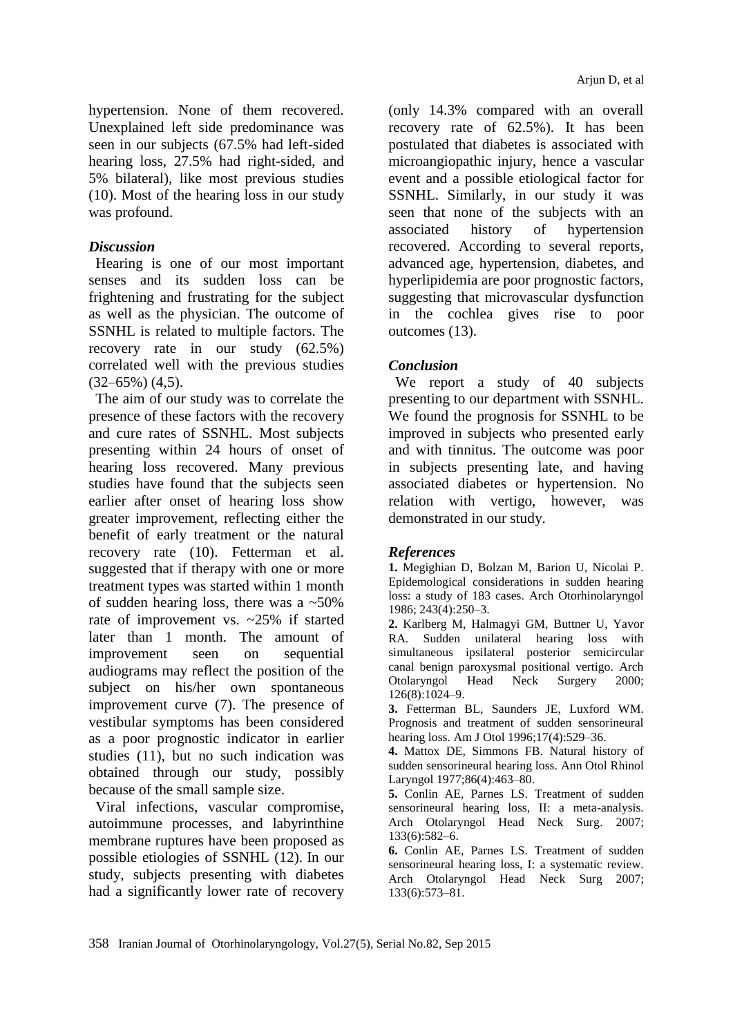hypertension. None of them recovered. Unexplained left side predominance was seen in our subjects (67.5% had left-sided hearing loss, 27.5% had right-sided, and 5% bilateral), like most previous studies (10). Most of the hearing loss in our study was profound.

### *Discussion*

Hearing is one of our most important senses and its sudden loss can be frightening and frustrating for the subject as well as the physician. The outcome of SSNHL is related to multiple factors. The recovery rate in our study (62.5%) correlated well with the previous studies (32–65%) (4,5).

The aim of our study was to correlate the presence of these factors with the recovery and cure rates of SSNHL. Most subjects presenting within 24 hours of onset of hearing loss recovered. Many previous studies have found that the subjects seen earlier after onset of hearing loss show greater improvement, reflecting either the benefit of early treatment or the natural recovery rate (10). Fetterman et al. suggested that if therapy with one or more treatment types was started within 1 month of sudden hearing loss, there was a ~50% rate of improvement vs. ~25% if started later than 1 month. The amount of improvement seen on sequential audiograms may reflect the position of the subject on his/her own spontaneous improvement curve (7). The presence of vestibular symptoms has been considered as a poor prognostic indicator in earlier studies (11), but no such indication was obtained through our study, possibly because of the small sample size.

Viral infections, vascular compromise, autoimmune processes, and labyrinthine membrane ruptures have been proposed as possible etiologies of SSNHL (12). In our study, subjects presenting with diabetes had a significantly lower rate of recovery (only 14.3% compared with an overall recovery rate of 62.5%). It has been postulated that diabetes is associated with microangiopathic injury, hence a vascular event and a possible etiological factor for SSNHL. Similarly, in our study it was seen that none of the subjects with an associated history of hypertension recovered. According to several reports, advanced age, hypertension, diabetes, and hyperlipidemia are poor prognostic factors, suggesting that microvascular dysfunction in the cochlea gives rise to poor outcomes (13).

### *Conclusion*

We report a study of 40 subjects presenting to our department with SSNHL. We found the prognosis for SSNHL to be improved in subjects who presented early and with tinnitus. The outcome was poor in subjects presenting late, and having associated diabetes or hypertension. No relation with vertigo, however, was demonstrated in our study.

### *References*

**1.** Megighian D, Bolzan M, Barion U, Nicolai P. Epidemiological considerations in sudden hearing loss: a study of 183 cases. Arch Otorhinolaryngol 1986; 243(4):250–3.

**2.** Karlberg M, Halmagyi GM, Buttner U, Yavor RA. Sudden unilateral hearing loss with simultaneous ipsilateral posterior semicircular canal benign paroxysmal positional vertigo. Arch Otolaryngol Head Neck Surgery 2000; 126(8):1024–9.

**3.** Fetterman BL, Saunders JE, Luxford WM. Prognosis and treatment of sudden sensorineural hearing loss. Am J Otol 1996;17(4):529–36.

**4.** Mattox DE, Simmons FB. Natural history of sudden sensorineural hearing loss. Ann Otol Rhinol Laryngol 1977;86(4):463–80.

**5.** Conlin AE, Parnes LS. Treatment of sudden sensorineural hearing loss, II: a meta-analysis. Arch Otolaryngol Head Neck Surg. 2007; 133(6):582–6.

**6.** Conlin AE, Parnes LS. Treatment of sudden sensorineural hearing loss, I: a systematic review. Arch Otolaryngol Head Neck Surg 2007; 133(6):573–81.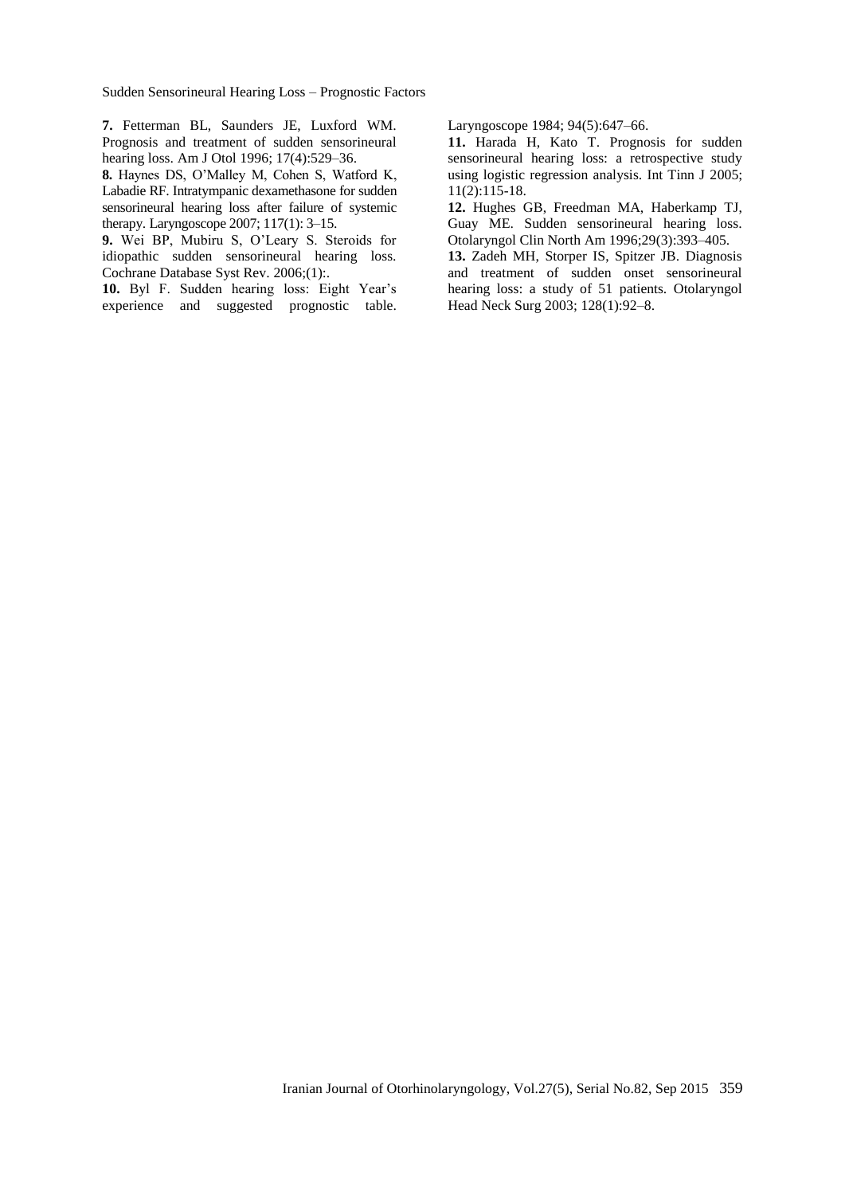**7.** Fetterman BL, Saunders JE, Luxford WM. Prognosis and treatment of sudden sensorineural hearing loss. Am J Otol 1996; 17(4):529–36.

**8.** Haynes DS, O'Malley M, Cohen S, Watford K, Labadie RF. Intratympanic dexamethasone for sudden sensorineural hearing loss after failure of systemic therapy. Laryngoscope 2007; 117(1): 3–15.

**9.** Wei BP, Mubiru S, O'Leary S. Steroids for idiopathic sudden sensorineural hearing loss. Cochrane Database Syst Rev. 2006;(1):.

**10.** Byl F. Sudden hearing loss: Eight Year's experience and suggested prognostic table. Laryngoscope 1984; 94(5):647–66.

**11.** Harada H, Kato T. Prognosis for sudden sensorineural hearing loss: a retrospective study using logistic regression analysis. Int Tinn J 2005; 11(2):115-18.

**12.** Hughes GB, Freedman MA, Haberkamp TJ, Guay ME. Sudden sensorineural hearing loss. Otolaryngol Clin North Am 1996;29(3):393–405.

**13.** Zadeh MH, Storper IS, Spitzer JB. Diagnosis and treatment of sudden onset sensorineural hearing loss: a study of 51 patients. Otolaryngol Head Neck Surg 2003; 128(1):92–8.